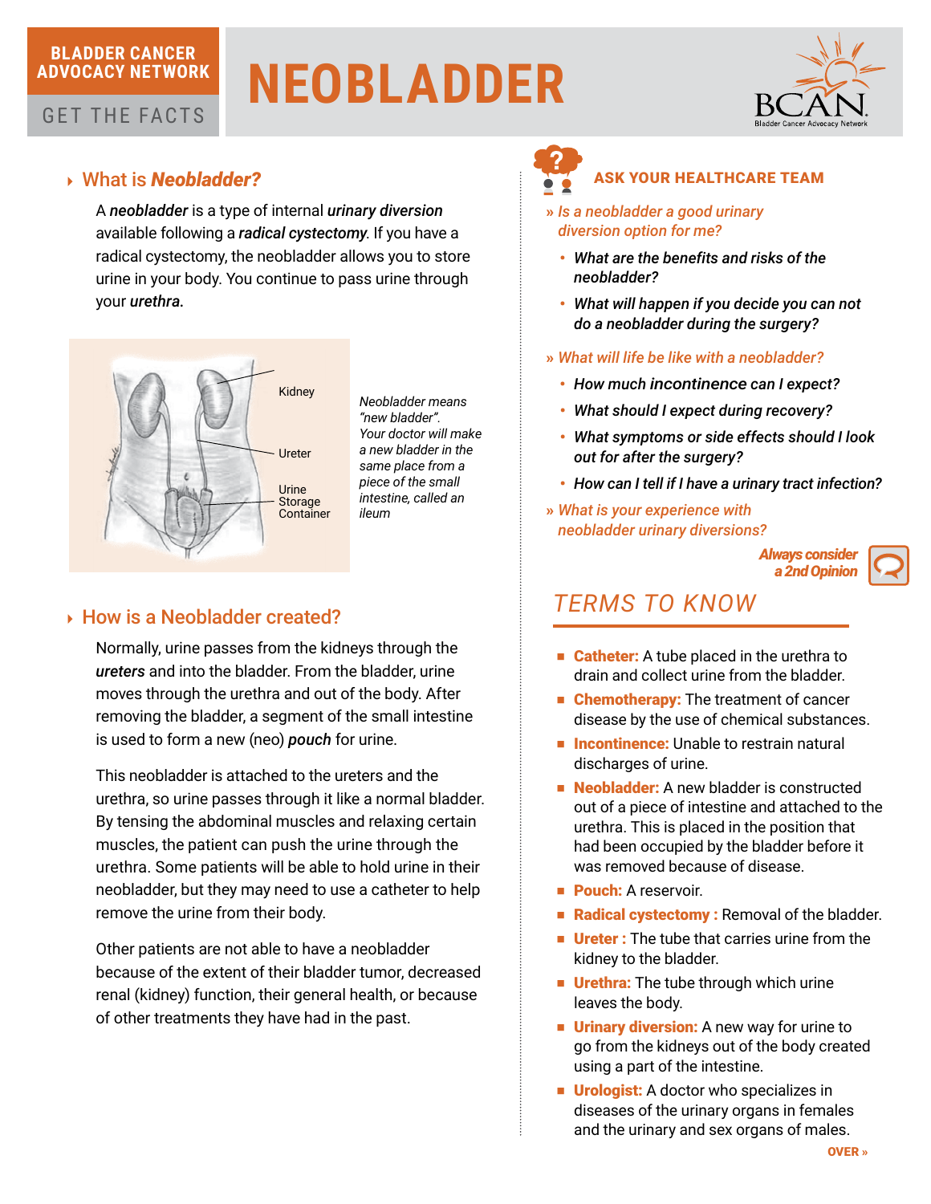**BLADDER CANCER ADVOCACY NETWORK**

GET THE FACTS

# NEOBLADDER

## What is *Neobladder?*

A ***neobladder*** is a type of internal ***urinary diversion*** available following a ***radical cystectomy***. If you have a radical cystectomy, the neobladder allows you to store urine in your body. You continue to pass urine through your ***urethra.***

Kidney

Ureter

Urine Storage Container

*Neobladder means "new bladder". Your doctor will make a new bladder in the same place from a piece of the small intestine, called an ileum*

## How is a Neobladder created?

Normally, urine passes from the kidneys through the ***ureters*** and into the bladder. From the bladder, urine moves through the urethra and out of the body. After removing the bladder, a segment of the small intestine is used to form a new (neo) ***pouch*** for urine.

This neobladder is attached to the ureters and the urethra, so urine passes through it like a normal bladder. By tensing the abdominal muscles and relaxing certain muscles, the patient can push the urine through the urethra. Some patients will be able to hold urine in their neobladder, but they may need to use a catheter to help remove the urine from their body.

Other patients are not able to have a neobladder because of the extent of their bladder tumor, decreased renal (kidney) function, their general health, or because of other treatments they have had in the past.

## ASK YOUR HEALTHCARE TEAM

» *Is a neobladder a good urinary diversion option for me?*

- ***What are the benefits and risks of the neobladder?***
- ***What will happen if you decide you can not do a neobladder during the surgery?***

» *What will life be like with a neobladder?*

- ***How much incontinence can I expect?***
- ***What should I expect during recovery?***
- ***What symptoms or side effects should I look out for after the surgery?***
- ***How can I tell if I have a urinary tract infection?***

» *What is your experience with neobladder urinary diversions?*

***Always consider a 2nd Opinion***

## TERMS TO KNOW

- **Catheter:** A tube placed in the urethra to drain and collect urine from the bladder.
- **Chemotherapy:** The treatment of cancer disease by the use of chemical substances.
- **Incontinence:** Unable to restrain natural discharges of urine.
- **Neobladder:** A new bladder is constructed out of a piece of intestine and attached to the urethra. This is placed in the position that had been occupied by the bladder before it was removed because of disease.
- **Pouch:** A reservoir.
- **Radical cystectomy :** Removal of the bladder.
- **Ureter :** The tube that carries urine from the kidney to the bladder.
- **Urethra:** The tube through which urine leaves the body.
- **Urinary diversion:** A new way for urine to go from the kidneys out of the body created using a part of the intestine.
- **Urologist:** A doctor who specializes in diseases of the urinary organs in females and the urinary and sex organs of males.

**OVER »**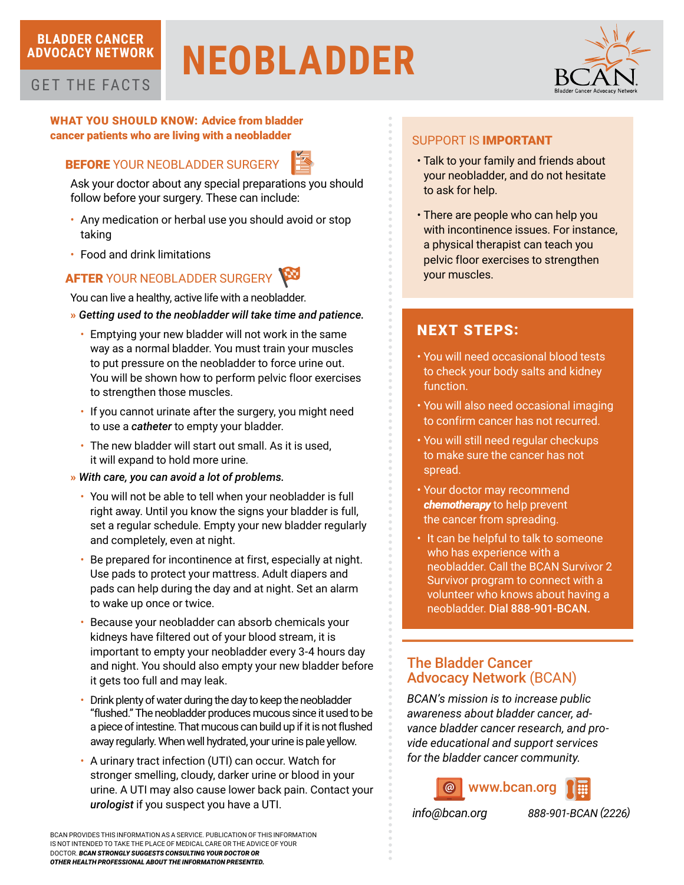**BLADDER CANCER ADVOCACY NETWORK**

GET THE FACTS

# NEOBLADDER

BCAN
Bladder Cancer Advocacy Network

## WHAT YOU SHOULD KNOW: Advice from bladder cancer patients who are living with a neobladder

### BEFORE YOUR NEOBLADDER SURGERY

Ask your doctor about any special preparations you should follow before your surgery. These can include:

- Any medication or herbal use you should avoid or stop taking
- Food and drink limitations

### AFTER YOUR NEOBLADDER SURGERY

You can live a healthy, active life with a neobladder.

» ***Getting used to the neobladder will take time and patience.***

- Emptying your new bladder will not work in the same way as a normal bladder. You must train your muscles to put pressure on the neobladder to force urine out. You will be shown how to perform pelvic floor exercises to strengthen those muscles.
- If you cannot urinate after the surgery, you might need to use a ***catheter*** to empty your bladder.
- The new bladder will start out small. As it is used, it will expand to hold more urine.

» ***With care, you can avoid a lot of problems.***

- You will not be able to tell when your neobladder is full right away. Until you know the signs your bladder is full, set a regular schedule. Empty your new bladder regularly and completely, even at night.
- Be prepared for incontinence at first, especially at night. Use pads to protect your mattress. Adult diapers and pads can help during the day and at night. Set an alarm to wake up once or twice.
- Because your neobladder can absorb chemicals your kidneys have filtered out of your blood stream, it is important to empty your neobladder every 3-4 hours day and night. You should also empty your new bladder before it gets too full and may leak.
- Drink plenty of water during the day to keep the neobladder "flushed." The neobladder produces mucous since it used to be a piece of intestine. That mucous can build up if it is not flushed away regularly. When well hydrated, your urine is pale yellow.
- A urinary tract infection (UTI) can occur. Watch for stronger smelling, cloudy, darker urine or blood in your urine. A UTI may also cause lower back pain. Contact your ***urologist*** if you suspect you have a UTI.

BCAN PROVIDES THIS INFORMATION AS A SERVICE. PUBLICATION OF THIS INFORMATION IS NOT INTENDED TO TAKE THE PLACE OF MEDICAL CARE OR THE ADVICE OF YOUR DOCTOR. ***BCAN STRONGLY SUGGESTS CONSULTING YOUR DOCTOR OR OTHER HEALTH PROFESSIONAL ABOUT THE INFORMATION PRESENTED.***

## SUPPORT IS IMPORTANT

- Talk to your family and friends about your neobladder, and do not hesitate to ask for help.
- There are people who can help you with incontinence issues. For instance, a physical therapist can teach you pelvic floor exercises to strengthen your muscles.

## NEXT STEPS:

- You will need occasional blood tests to check your body salts and kidney function.
- You will also need occasional imaging to confirm cancer has not recurred.
- You will still need regular checkups to make sure the cancer has not spread.
- Your doctor may recommend ***chemotherapy*** to help prevent the cancer from spreading.
- It can be helpful to talk to someone who has experience with a neobladder. Call the BCAN Survivor 2 Survivor program to connect with a volunteer who knows about having a neobladder. **Dial 888-901-BCAN.**

## The Bladder Cancer Advocacy Network (BCAN)

*BCAN's mission is to increase public awareness about bladder cancer, advance bladder cancer research, and provide educational and support services for the bladder cancer community.*

www.bcan.org

*info@bcan.org* *888-901-BCAN (2226)*